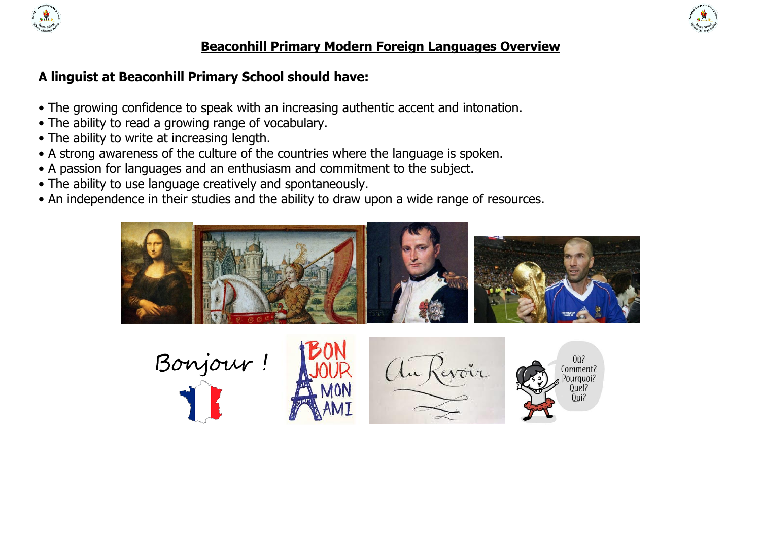# Beaconhill Primary Modern Foreign Languages Overview

**A linguist at Beaconhill Primary School should have:**

- The growing confidence to speak with an increasing authentic accent and intonation.
- The ability to read a growing range of vocabulary.
- The ability to write at increasing length.
- A strong awareness of the culture of the countries where the language is spoken.
- A passion for languages and an enthusiasm and commitment to the subject.
- The ability to use language creatively and spontaneously.
- An independence in their studies and the ability to draw upon a wide range of resources.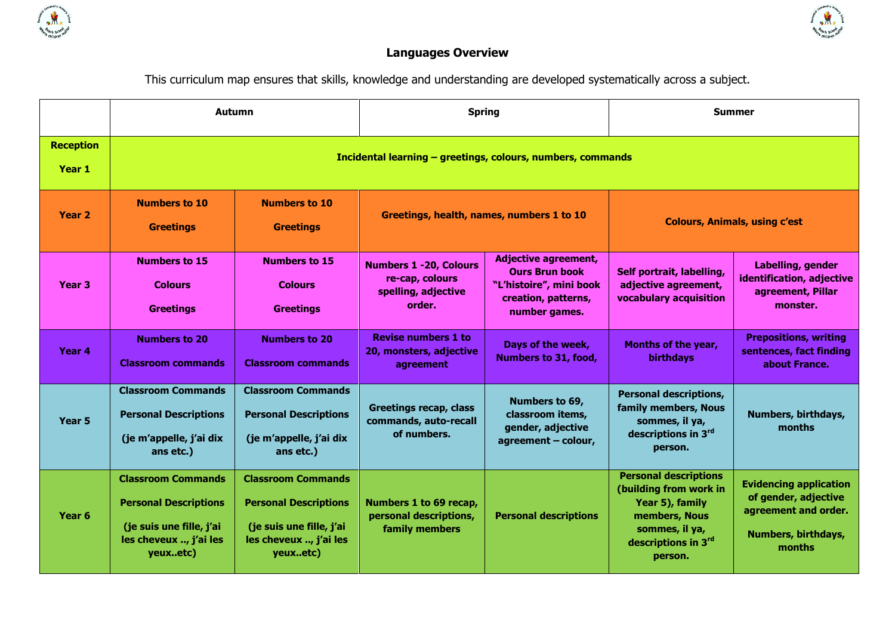# Languages Overview

This curriculum map ensures that skills, knowledge and understanding are developed systematically across a subject.

| | Autumn | | Spring | | Summer | |
|---|---|---|---|---|---|---|
| **Reception Year 1** | **Incidental learning – greetings, colours, numbers, commands** | | | | | |
| **Year 2** | **Numbers to 10 Greetings** | **Numbers to 10 Greetings** | **Greetings, health, names, numbers 1 to 10** | | **Colours, Animals, using c'est** | |
| **Year 3** | **Numbers to 15 Colours Greetings** | **Numbers to 15 Colours Greetings** | **Numbers 1 -20, Colours re-cap, colours spelling, adjective order.** | **Adjective agreement, Ours Brun book "L'histoire", mini book creation, patterns, number games.** | **Self portrait, labelling, adjective agreement, vocabulary acquisition** | **Labelling, gender identification, adjective agreement, Pillar monster.** |
| **Year 4** | **Numbers to 20 Classroom commands** | **Numbers to 20 Classroom commands** | **Revise numbers 1 to 20, monsters, adjective agreement** | **Days of the week, Numbers to 31, food,** | **Months of the year, birthdays** | **Prepositions, writing sentences, fact finding about France.** |
| **Year 5** | **Classroom Commands Personal Descriptions (je m'appelle, j'ai dix ans etc.)** | **Classroom Commands Personal Descriptions (je m'appelle, j'ai dix ans etc.)** | **Greetings recap, class commands, auto-recall of numbers.** | **Numbers to 69, classroom items, gender, adjective agreement – colour,** | **Personal descriptions, family members, Nous sommes, il ya, descriptions in 3rd person.** | **Numbers, birthdays, months** |
| **Year 6** | **Classroom Commands Personal Descriptions (je suis une fille, j'ai les cheveux .., j'ai les yeux..etc)** | **Classroom Commands Personal Descriptions (je suis une fille, j'ai les cheveux .., j'ai les yeux..etc)** | **Numbers 1 to 69 recap, personal descriptions, family members** | **Personal descriptions** | **Personal descriptions (building from work in Year 5), family members, Nous sommes, il ya, descriptions in 3rd person.** | **Evidencing application of gender, adjective agreement and order. Numbers, birthdays, months** |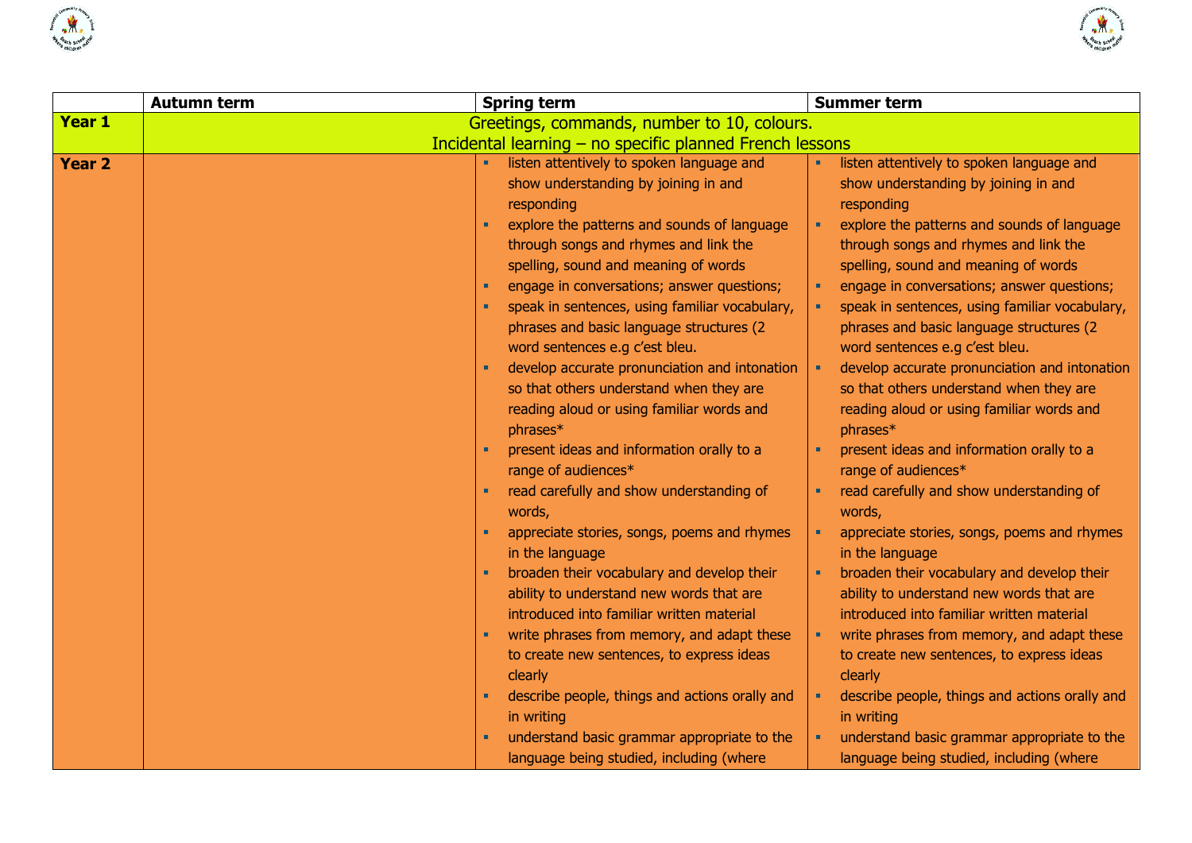| | Autumn term | Spring term | Summer term |
|---|---|---|---|
| **Year 1** | Greetings, commands, number to 10, colours.<br>Incidental learning – no specific planned French lessons | | |
| **Year 2** | | ▪ listen attentively to spoken language and show understanding by joining in and responding<br>▪ explore the patterns and sounds of language through songs and rhymes and link the spelling, sound and meaning of words<br>▪ engage in conversations; answer questions;<br>▪ speak in sentences, using familiar vocabulary, phrases and basic language structures (2 word sentences e.g c'est bleu.<br>▪ develop accurate pronunciation and intonation so that others understand when they are reading aloud or using familiar words and phrases*<br>▪ present ideas and information orally to a range of audiences*<br>▪ read carefully and show understanding of words,<br>▪ appreciate stories, songs, poems and rhymes in the language<br>▪ broaden their vocabulary and develop their ability to understand new words that are introduced into familiar written material<br>▪ write phrases from memory, and adapt these to create new sentences, to express ideas clearly<br>▪ describe people, things and actions orally and in writing<br>▪ understand basic grammar appropriate to the language being studied, including (where | ▪ listen attentively to spoken language and show understanding by joining in and responding<br>▪ explore the patterns and sounds of language through songs and rhymes and link the spelling, sound and meaning of words<br>▪ engage in conversations; answer questions;<br>▪ speak in sentences, using familiar vocabulary, phrases and basic language structures (2 word sentences e.g c'est bleu.<br>▪ develop accurate pronunciation and intonation so that others understand when they are reading aloud or using familiar words and phrases*<br>▪ present ideas and information orally to a range of audiences*<br>▪ read carefully and show understanding of words,<br>▪ appreciate stories, songs, poems and rhymes in the language<br>▪ broaden their vocabulary and develop their ability to understand new words that are introduced into familiar written material<br>▪ write phrases from memory, and adapt these to create new sentences, to express ideas clearly<br>▪ describe people, things and actions orally and in writing<br>▪ understand basic grammar appropriate to the language being studied, including (where |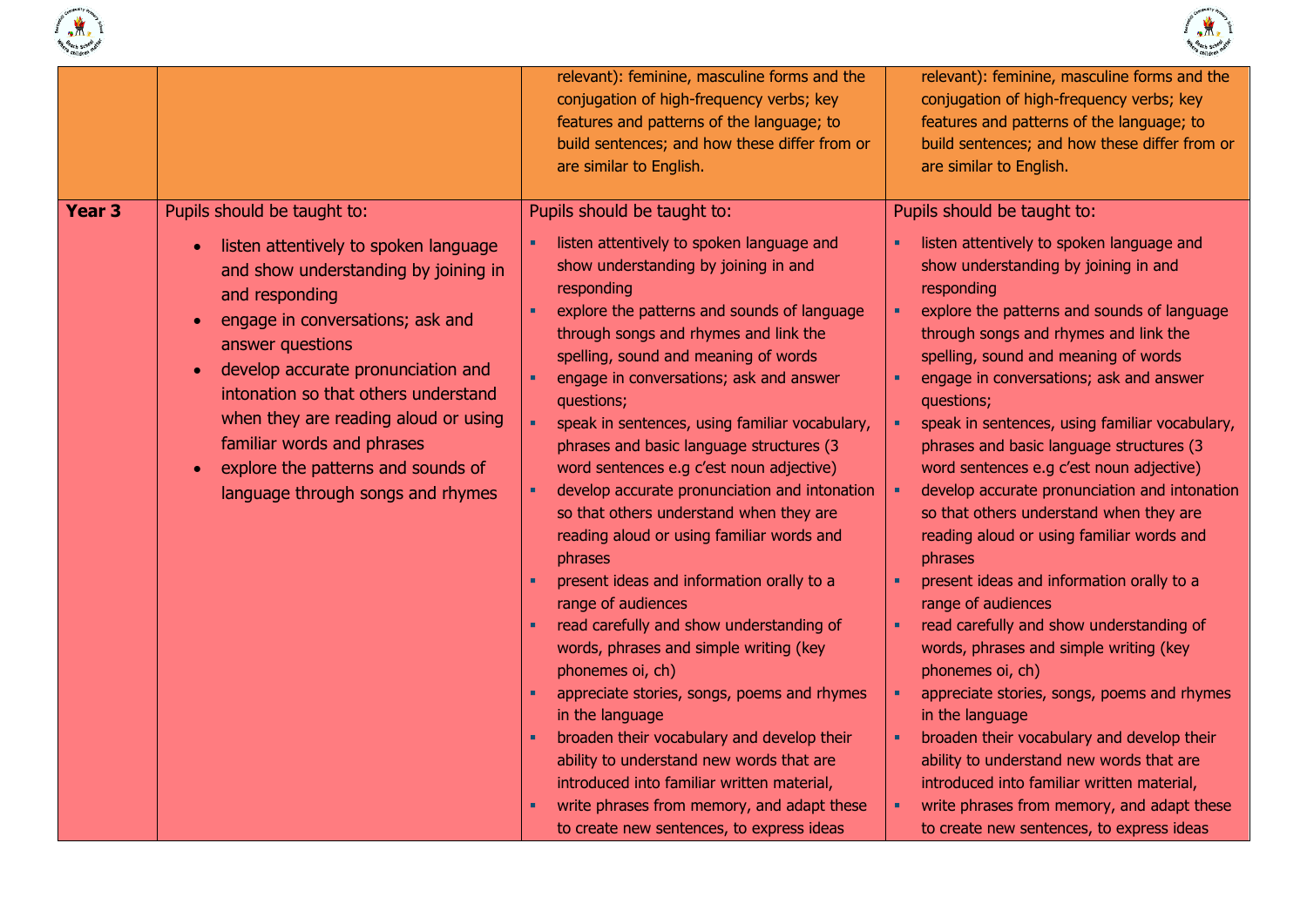| | | | |
|---|---|---|---|
| | | relevant): feminine, masculine forms and the conjugation of high-frequency verbs; key features and patterns of the language; to build sentences; and how these differ from or are similar to English. | relevant): feminine, masculine forms and the conjugation of high-frequency verbs; key features and patterns of the language; to build sentences; and how these differ from or are similar to English. |
| **Year 3** | Pupils should be taught to:<br>• listen attentively to spoken language and show understanding by joining in and responding<br>• engage in conversations; ask and answer questions<br>• develop accurate pronunciation and intonation so that others understand when they are reading aloud or using familiar words and phrases<br>• explore the patterns and sounds of language through songs and rhymes | Pupils should be taught to:<br>▪ listen attentively to spoken language and show understanding by joining in and responding<br>▪ explore the patterns and sounds of language through songs and rhymes and link the spelling, sound and meaning of words<br>▪ engage in conversations; ask and answer questions;<br>▪ speak in sentences, using familiar vocabulary, phrases and basic language structures (3 word sentences e.g c'est noun adjective)<br>▪ develop accurate pronunciation and intonation so that others understand when they are reading aloud or using familiar words and phrases<br>▪ present ideas and information orally to a range of audiences<br>▪ read carefully and show understanding of words, phrases and simple writing (key phonemes oi, ch)<br>▪ appreciate stories, songs, poems and rhymes in the language<br>▪ broaden their vocabulary and develop their ability to understand new words that are introduced into familiar written material,<br>▪ write phrases from memory, and adapt these to create new sentences, to express ideas | Pupils should be taught to:<br>▪ listen attentively to spoken language and show understanding by joining in and responding<br>▪ explore the patterns and sounds of language through songs and rhymes and link the spelling, sound and meaning of words<br>▪ engage in conversations; ask and answer questions;<br>▪ speak in sentences, using familiar vocabulary, phrases and basic language structures (3 word sentences e.g c'est noun adjective)<br>▪ develop accurate pronunciation and intonation so that others understand when they are reading aloud or using familiar words and phrases<br>▪ present ideas and information orally to a range of audiences<br>▪ read carefully and show understanding of words, phrases and simple writing (key phonemes oi, ch)<br>▪ appreciate stories, songs, poems and rhymes in the language<br>▪ broaden their vocabulary and develop their ability to understand new words that are introduced into familiar written material,<br>▪ write phrases from memory, and adapt these to create new sentences, to express ideas |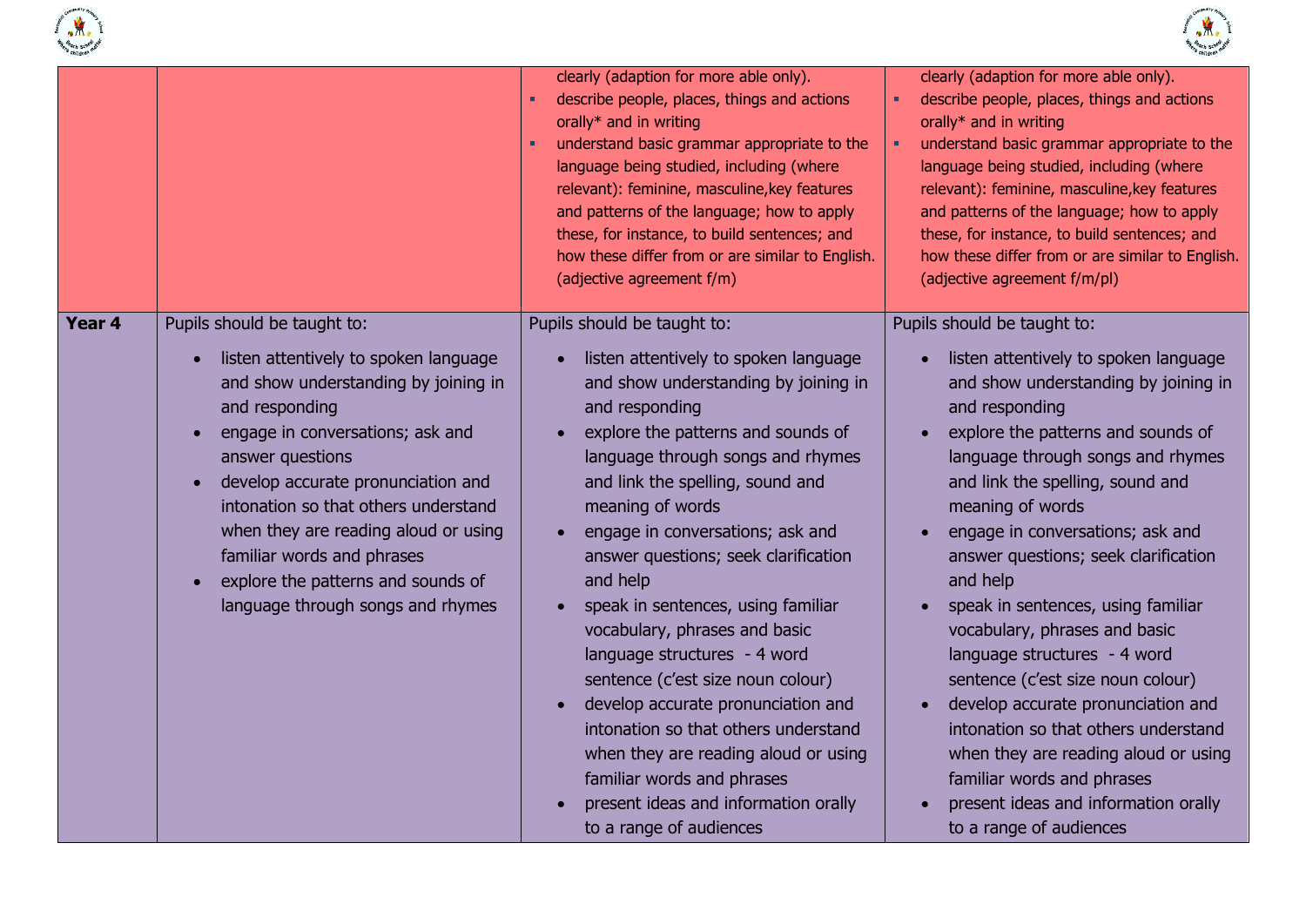| | | | |
|---|---|---|---|
| | | clearly (adaption for more able only).<br>▪ describe people, places, things and actions orally* and in writing<br>▪ understand basic grammar appropriate to the language being studied, including (where relevant): feminine, masculine,key features and patterns of the language; how to apply these, for instance, to build sentences; and how these differ from or are similar to English. (adjective agreement f/m) | clearly (adaption for more able only).<br>▪ describe people, places, things and actions orally* and in writing<br>▪ understand basic grammar appropriate to the language being studied, including (where relevant): feminine, masculine,key features and patterns of the language; how to apply these, for instance, to build sentences; and how these differ from or are similar to English. (adjective agreement f/m/pl) |
| **Year 4** | Pupils should be taught to:<br>• listen attentively to spoken language and show understanding by joining in and responding<br>• engage in conversations; ask and answer questions<br>• develop accurate pronunciation and intonation so that others understand when they are reading aloud or using familiar words and phrases<br>• explore the patterns and sounds of language through songs and rhymes | Pupils should be taught to:<br>• listen attentively to spoken language and show understanding by joining in and responding<br>• explore the patterns and sounds of language through songs and rhymes and link the spelling, sound and meaning of words<br>• engage in conversations; ask and answer questions; seek clarification and help<br>• speak in sentences, using familiar vocabulary, phrases and basic language structures - 4 word sentence (c'est size noun colour)<br>• develop accurate pronunciation and intonation so that others understand when they are reading aloud or using familiar words and phrases<br>• present ideas and information orally to a range of audiences | Pupils should be taught to:<br>• listen attentively to spoken language and show understanding by joining in and responding<br>• explore the patterns and sounds of language through songs and rhymes and link the spelling, sound and meaning of words<br>• engage in conversations; ask and answer questions; seek clarification and help<br>• speak in sentences, using familiar vocabulary, phrases and basic language structures - 4 word sentence (c'est size noun colour)<br>• develop accurate pronunciation and intonation so that others understand when they are reading aloud or using familiar words and phrases<br>• present ideas and information orally to a range of audiences |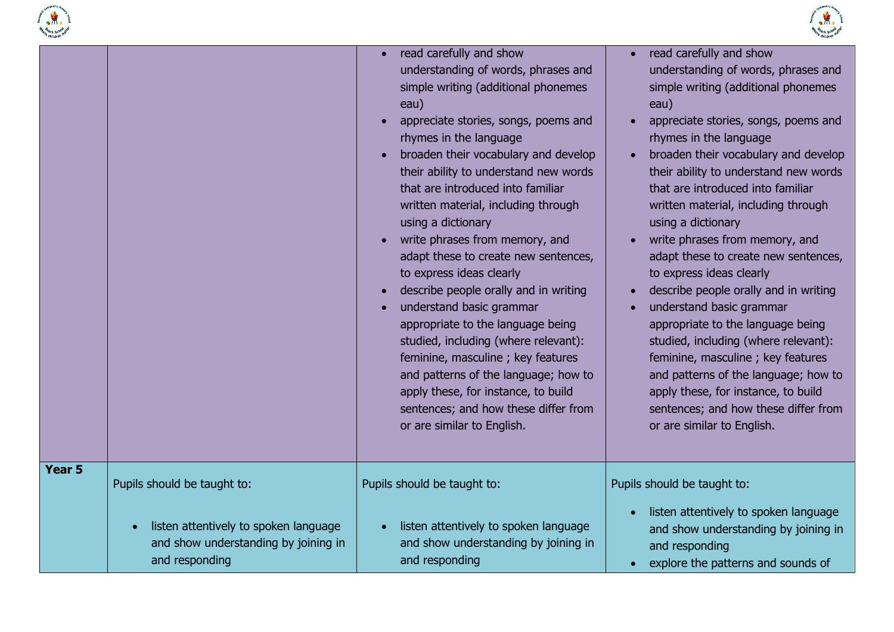| | | | |
|---|---|---|---|
| | | <ul><li>read carefully and show understanding of words, phrases and simple writing (additional phonemes eau)</li><li>appreciate stories, songs, poems and rhymes in the language</li><li>broaden their vocabulary and develop their ability to understand new words that are introduced into familiar written material, including through using a dictionary</li><li>write phrases from memory, and adapt these to create new sentences, to express ideas clearly</li><li>describe people orally and in writing</li><li>understand basic grammar appropriate to the language being studied, including (where relevant): feminine, masculine ; key features and patterns of the language; how to apply these, for instance, to build sentences; and how these differ from or are similar to English.</li></ul> | <ul><li>read carefully and show understanding of words, phrases and simple writing (additional phonemes eau)</li><li>appreciate stories, songs, poems and rhymes in the language</li><li>broaden their vocabulary and develop their ability to understand new words that are introduced into familiar written material, including through using a dictionary</li><li>write phrases from memory, and adapt these to create new sentences, to express ideas clearly</li><li>describe people orally and in writing</li><li>understand basic grammar appropriate to the language being studied, including (where relevant): feminine, masculine ; key features and patterns of the language; how to apply these, for instance, to build sentences; and how these differ from or are similar to English.</li></ul> |
| **Year 5** | Pupils should be taught to:<ul><li>listen attentively to spoken language and show understanding by joining in and responding</li></ul> | Pupils should be taught to:<ul><li>listen attentively to spoken language and show understanding by joining in and responding</li></ul> | Pupils should be taught to:<ul><li>listen attentively to spoken language and show understanding by joining in and responding</li><li>explore the patterns and sounds of</li></ul> |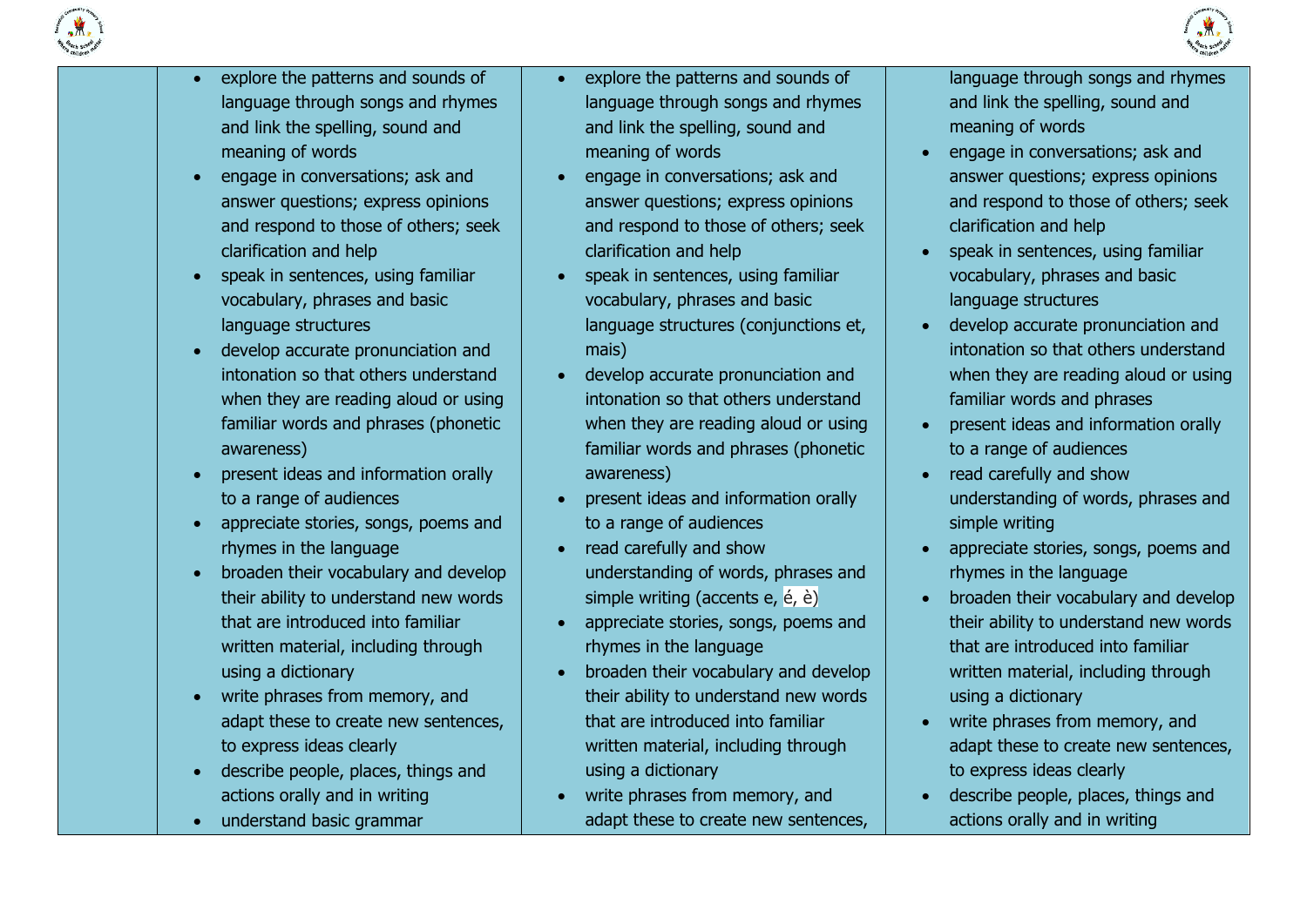| | | | |
|---|---|---|---|
| | • explore the patterns and sounds of language through songs and rhymes and link the spelling, sound and meaning of words<br>• engage in conversations; ask and answer questions; express opinions and respond to those of others; seek clarification and help<br>• speak in sentences, using familiar vocabulary, phrases and basic language structures<br>• develop accurate pronunciation and intonation so that others understand when they are reading aloud or using familiar words and phrases (phonetic awareness)<br>• present ideas and information orally to a range of audiences<br>• appreciate stories, songs, poems and rhymes in the language<br>• broaden their vocabulary and develop their ability to understand new words that are introduced into familiar written material, including through using a dictionary<br>• write phrases from memory, and adapt these to create new sentences, to express ideas clearly<br>• describe people, places, things and actions orally and in writing<br>• understand basic grammar | • explore the patterns and sounds of language through songs and rhymes and link the spelling, sound and meaning of words<br>• engage in conversations; ask and answer questions; express opinions and respond to those of others; seek clarification and help<br>• speak in sentences, using familiar vocabulary, phrases and basic language structures (conjunctions et, mais)<br>• develop accurate pronunciation and intonation so that others understand when they are reading aloud or using familiar words and phrases (phonetic awareness)<br>• present ideas and information orally to a range of audiences<br>• read carefully and show understanding of words, phrases and simple writing (accents e, é, è)<br>• appreciate stories, songs, poems and rhymes in the language<br>• broaden their vocabulary and develop their ability to understand new words that are introduced into familiar written material, including through using a dictionary<br>• write phrases from memory, and adapt these to create new sentences, | language through songs and rhymes and link the spelling, sound and meaning of words<br>• engage in conversations; ask and answer questions; express opinions and respond to those of others; seek clarification and help<br>• speak in sentences, using familiar vocabulary, phrases and basic language structures<br>• develop accurate pronunciation and intonation so that others understand when they are reading aloud or using familiar words and phrases<br>• present ideas and information orally to a range of audiences<br>• read carefully and show understanding of words, phrases and simple writing<br>• appreciate stories, songs, poems and rhymes in the language<br>• broaden their vocabulary and develop their ability to understand new words that are introduced into familiar written material, including through using a dictionary<br>• write phrases from memory, and adapt these to create new sentences, to express ideas clearly<br>• describe people, places, things and actions orally and in writing |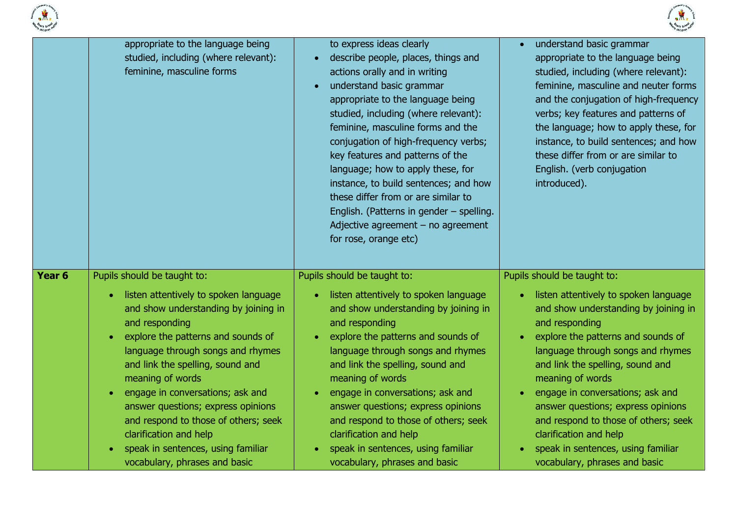| | | | |
|---|---|---|---|
| | appropriate to the language being studied, including (where relevant): feminine, masculine forms | to express ideas clearly<br>• describe people, places, things and actions orally and in writing<br>• understand basic grammar appropriate to the language being studied, including (where relevant): feminine, masculine forms and the conjugation of high-frequency verbs; key features and patterns of the language; how to apply these, for instance, to build sentences; and how these differ from or are similar to English. (Patterns in gender – spelling. Adjective agreement – no agreement for rose, orange etc) | • understand basic grammar appropriate to the language being studied, including (where relevant): feminine, masculine and neuter forms and the conjugation of high-frequency verbs; key features and patterns of the language; how to apply these, for instance, to build sentences; and how these differ from or are similar to English. (verb conjugation introduced). |
| **Year 6** | Pupils should be taught to:<br>• listen attentively to spoken language and show understanding by joining in and responding<br>• explore the patterns and sounds of language through songs and rhymes and link the spelling, sound and meaning of words<br>• engage in conversations; ask and answer questions; express opinions and respond to those of others; seek clarification and help<br>• speak in sentences, using familiar vocabulary, phrases and basic | Pupils should be taught to:<br>• listen attentively to spoken language and show understanding by joining in and responding<br>• explore the patterns and sounds of language through songs and rhymes and link the spelling, sound and meaning of words<br>• engage in conversations; ask and answer questions; express opinions and respond to those of others; seek clarification and help<br>• speak in sentences, using familiar vocabulary, phrases and basic | Pupils should be taught to:<br>• listen attentively to spoken language and show understanding by joining in and responding<br>• explore the patterns and sounds of language through songs and rhymes and link the spelling, sound and meaning of words<br>• engage in conversations; ask and answer questions; express opinions and respond to those of others; seek clarification and help<br>• speak in sentences, using familiar vocabulary, phrases and basic |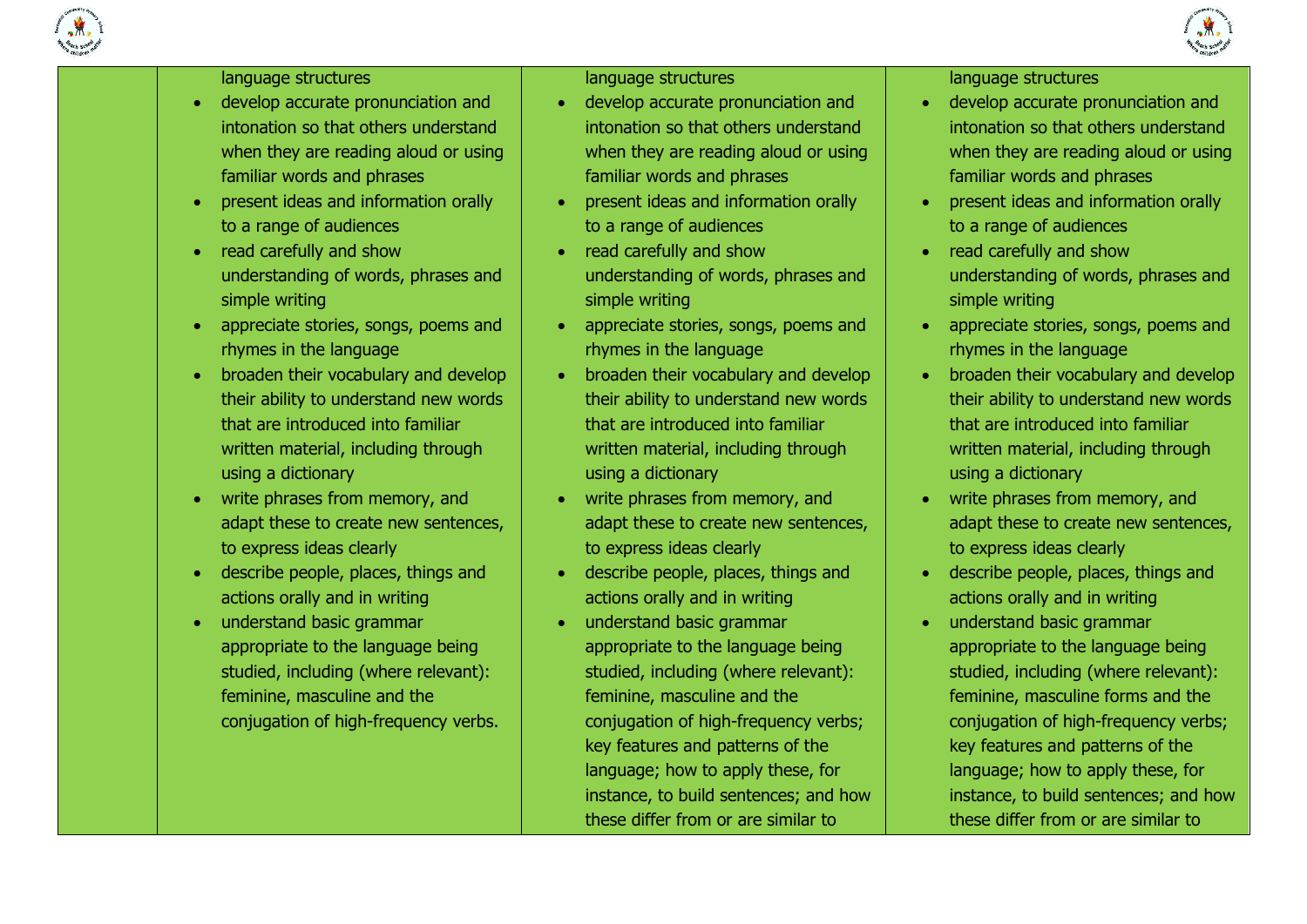| | | | |
|---|---|---|---|
| | language structures<br>• develop accurate pronunciation and intonation so that others understand when they are reading aloud or using familiar words and phrases<br>• present ideas and information orally to a range of audiences<br>• read carefully and show understanding of words, phrases and simple writing<br>• appreciate stories, songs, poems and rhymes in the language<br>• broaden their vocabulary and develop their ability to understand new words that are introduced into familiar written material, including through using a dictionary<br>• write phrases from memory, and adapt these to create new sentences, to express ideas clearly<br>• describe people, places, things and actions orally and in writing<br>• understand basic grammar appropriate to the language being studied, including (where relevant): feminine, masculine and the conjugation of high-frequency verbs. | language structures<br>• develop accurate pronunciation and intonation so that others understand when they are reading aloud or using familiar words and phrases<br>• present ideas and information orally to a range of audiences<br>• read carefully and show understanding of words, phrases and simple writing<br>• appreciate stories, songs, poems and rhymes in the language<br>• broaden their vocabulary and develop their ability to understand new words that are introduced into familiar written material, including through using a dictionary<br>• write phrases from memory, and adapt these to create new sentences, to express ideas clearly<br>• describe people, places, things and actions orally and in writing<br>• understand basic grammar appropriate to the language being studied, including (where relevant): feminine, masculine and the conjugation of high-frequency verbs; key features and patterns of the language; how to apply these, for instance, to build sentences; and how these differ from or are similar to | language structures<br>• develop accurate pronunciation and intonation so that others understand when they are reading aloud or using familiar words and phrases<br>• present ideas and information orally to a range of audiences<br>• read carefully and show understanding of words, phrases and simple writing<br>• appreciate stories, songs, poems and rhymes in the language<br>• broaden their vocabulary and develop their ability to understand new words that are introduced into familiar written material, including through using a dictionary<br>• write phrases from memory, and adapt these to create new sentences, to express ideas clearly<br>• describe people, places, things and actions orally and in writing<br>• understand basic grammar appropriate to the language being studied, including (where relevant): feminine, masculine forms and the conjugation of high-frequency verbs; key features and patterns of the language; how to apply these, for instance, to build sentences; and how these differ from or are similar to |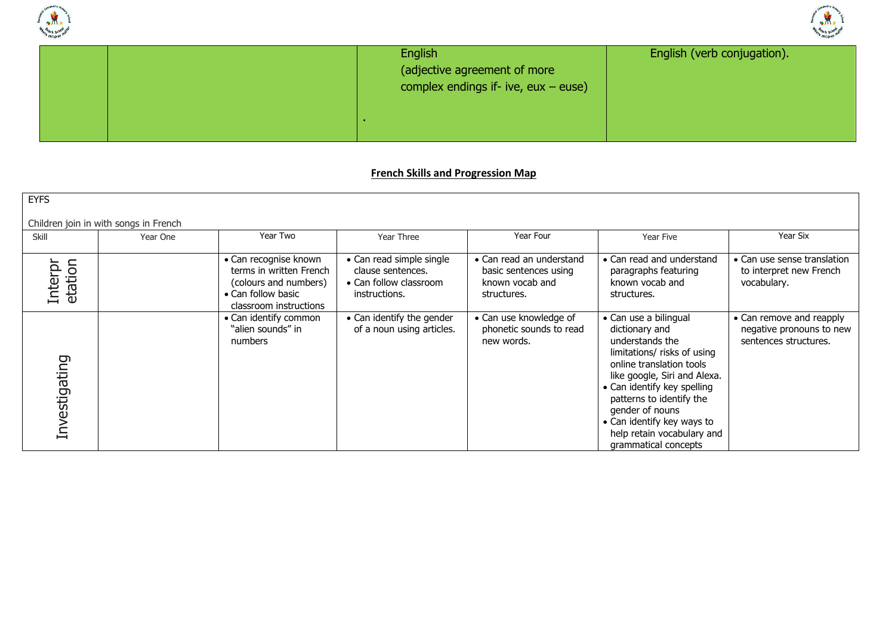| | | English (adjective agreement of more complex endings if- ive, eux – euse) . | English (verb conjugation). |
|---|---|---|---|

**French Skills and Progression Map**

| EYFS<br><br>Children join in with songs in French | | | | | | |
|---|---|---|---|---|---|---|
| Skill | Year One | Year Two | Year Three | Year Four | Year Five | Year Six |
| Interpretation | | • Can recognise known terms in written French (colours and numbers)<br>• Can follow basic classroom instructions | • Can read simple single clause sentences.<br>• Can follow classroom instructions. | • Can read an understand basic sentences using known vocab and structures. | • Can read and understand paragraphs featuring known vocab and structures. | • Can use sense translation to interpret new French vocabulary. |
| Investigating | | • Can identify common "alien sounds" in numbers | • Can identify the gender of a noun using articles. | • Can use knowledge of phonetic sounds to read new words. | • Can use a bilingual dictionary and understands the limitations/ risks of using online translation tools like google, Siri and Alexa.<br>• Can identify key spelling patterns to identify the gender of nouns<br>• Can identify key ways to help retain vocabulary and grammatical concepts | • Can remove and reapply negative pronouns to new sentences structures. |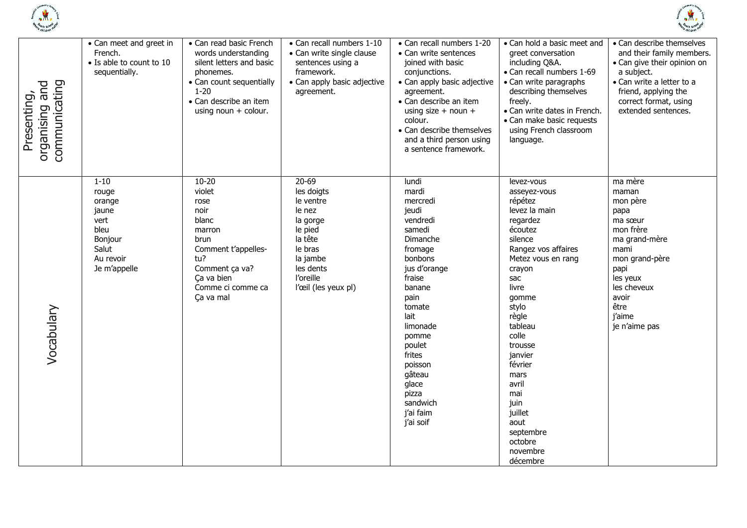| | | | | | | |
|---|---|---|---|---|---|---|
| Presenting, organising and communicating | • Can meet and greet in French.<br>• Is able to count to 10 sequentially. | • Can read basic French words understanding silent letters and basic phonemes.<br>• Can count sequentially 1-20<br>• Can describe an item using noun + colour. | • Can recall numbers 1-10<br>• Can write single clause sentences using a framework.<br>• Can apply basic adjective agreement. | • Can recall numbers 1-20<br>• Can write sentences joined with basic conjunctions.<br>• Can apply basic adjective agreement.<br>• Can describe an item using size + noun + colour.<br>• Can describe themselves and a third person using a sentence framework. | • Can hold a basic meet and greet conversation including Q&A.<br>• Can recall numbers 1-69<br>• Can write paragraphs describing themselves freely.<br>• Can write dates in French.<br>• Can make basic requests using French classroom language. | • Can describe themselves and their family members.<br>• Can give their opinion on a subject.<br>• Can write a letter to a friend, applying the correct format, using extended sentences. |
| Vocabulary | 1-10<br>rouge<br>orange<br>jaune<br>vert<br>bleu<br>Bonjour<br>Salut<br>Au revoir<br>Je m'appelle | 10-20<br>violet<br>rose<br>noir<br>blanc<br>marron<br>brun<br>Comment t'appelles-tu?<br>Comment ça va?<br>Ça va bien<br>Comme ci comme ca<br>Ça va mal | 20-69<br>les doigts<br>le ventre<br>le nez<br>la gorge<br>le pied<br>la tête<br>le bras<br>la jambe<br>les dents<br>l'oreille<br>l'œil (les yeux pl) | lundi<br>mardi<br>mercredi<br>jeudi<br>vendredi<br>samedi<br>Dimanche<br>fromage<br>bonbons<br>jus d'orange<br>fraise<br>banane<br>pain<br>tomate<br>lait<br>limonade<br>pomme<br>poulet<br>frites<br>poisson<br>gâteau<br>glace<br>pizza<br>sandwich<br>j'ai faim<br>j'ai soif | levez-vous<br>asseyez-vous<br>répétez<br>levez la main<br>regardez<br>écoutez<br>silence<br>Rangez vos affaires<br>Metez vous en rang<br>crayon<br>sac<br>livre<br>gomme<br>stylo<br>règle<br>tableau<br>colle<br>trousse<br>janvier<br>février<br>mars<br>avril<br>mai<br>juin<br>juillet<br>aout<br>septembre<br>octobre<br>novembre<br>décembre | ma mère<br>maman<br>mon père<br>papa<br>ma sœur<br>mon frère<br>ma grand-mère<br>mami<br>mon grand-père<br>papi<br>les yeux<br>les cheveux<br>avoir<br>être<br>j'aime<br>je n'aime pas |